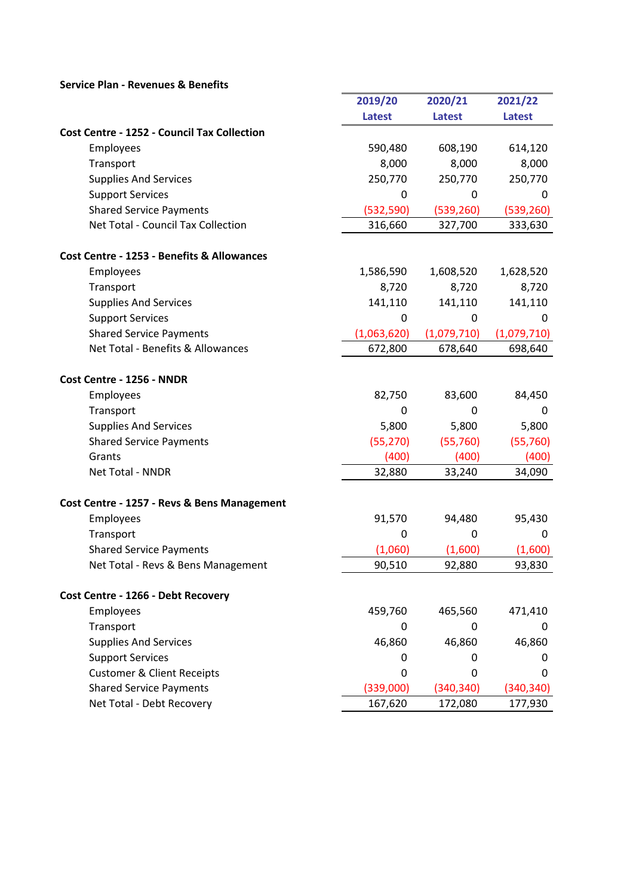**Service Plan - Revenues & Benefits**

| | 2019/20 Latest | 2020/21 Latest | 2021/22 Latest |
|---|---|---|---|
| **Cost Centre - 1252 - Council Tax Collection** | | | |
| Employees | 590,480 | 608,190 | 614,120 |
| Transport | 8,000 | 8,000 | 8,000 |
| Supplies And Services | 250,770 | 250,770 | 250,770 |
| Support Services | 0 | 0 | 0 |
| Shared Service Payments | (532,590) | (539,260) | (539,260) |
| Net Total - Council Tax Collection | 316,660 | 327,700 | 333,630 |
| | | | |
| **Cost Centre - 1253 - Benefits & Allowances** | | | |
| Employees | 1,586,590 | 1,608,520 | 1,628,520 |
| Transport | 8,720 | 8,720 | 8,720 |
| Supplies And Services | 141,110 | 141,110 | 141,110 |
| Support Services | 0 | 0 | 0 |
| Shared Service Payments | (1,063,620) | (1,079,710) | (1,079,710) |
| Net Total - Benefits & Allowances | 672,800 | 678,640 | 698,640 |
| | | | |
| **Cost Centre - 1256 - NNDR** | | | |
| Employees | 82,750 | 83,600 | 84,450 |
| Transport | 0 | 0 | 0 |
| Supplies And Services | 5,800 | 5,800 | 5,800 |
| Shared Service Payments | (55,270) | (55,760) | (55,760) |
| Grants | (400) | (400) | (400) |
| Net Total - NNDR | 32,880 | 33,240 | 34,090 |
| | | | |
| **Cost Centre - 1257 - Revs & Bens Management** | | | |
| Employees | 91,570 | 94,480 | 95,430 |
| Transport | 0 | 0 | 0 |
| Shared Service Payments | (1,060) | (1,600) | (1,600) |
| Net Total - Revs & Bens Management | 90,510 | 92,880 | 93,830 |
| | | | |
| **Cost Centre - 1266 - Debt Recovery** | | | |
| Employees | 459,760 | 465,560 | 471,410 |
| Transport | 0 | 0 | 0 |
| Supplies And Services | 46,860 | 46,860 | 46,860 |
| Support Services | 0 | 0 | 0 |
| Customer & Client Receipts | 0 | 0 | 0 |
| Shared Service Payments | (339,000) | (340,340) | (340,340) |
| Net Total - Debt Recovery | 167,620 | 172,080 | 177,930 |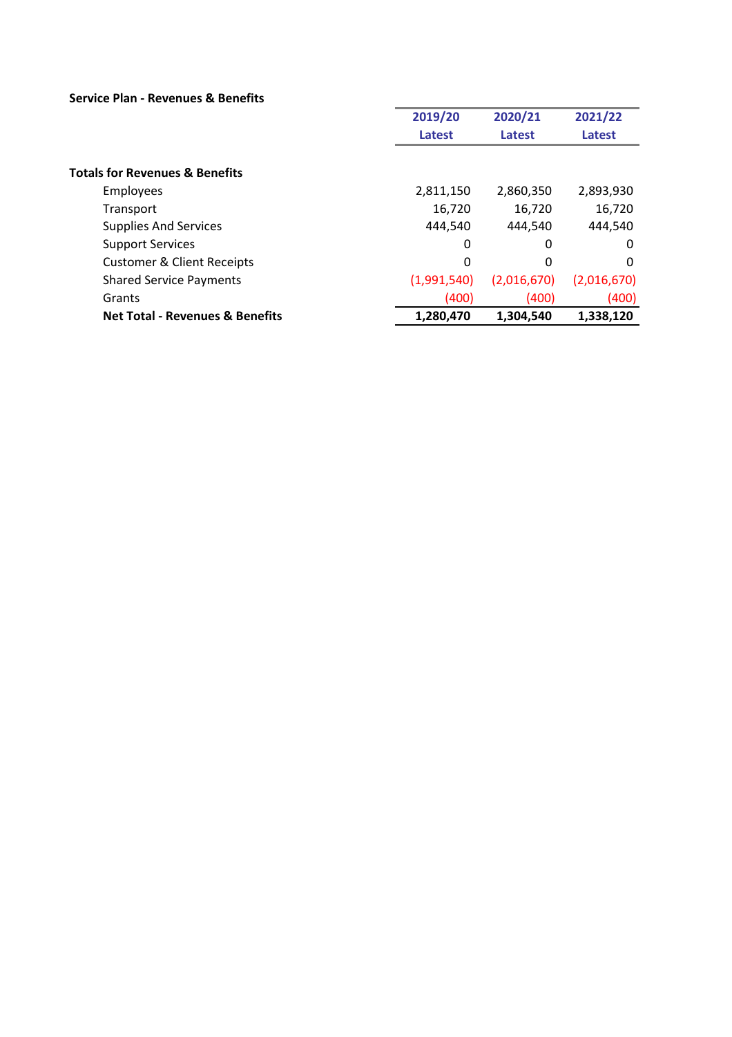**Service Plan - Revenues & Benefits**

| | 2019/20 Latest | 2020/21 Latest | 2021/22 Latest |
|---|---|---|---|
| **Totals for Revenues & Benefits** | | | |
| Employees | 2,811,150 | 2,860,350 | 2,893,930 |
| Transport | 16,720 | 16,720 | 16,720 |
| Supplies And Services | 444,540 | 444,540 | 444,540 |
| Support Services | 0 | 0 | 0 |
| Customer & Client Receipts | 0 | 0 | 0 |
| Shared Service Payments | (1,991,540) | (2,016,670) | (2,016,670) |
| Grants | (400) | (400) | (400) |
| **Net Total - Revenues & Benefits** | **1,280,470** | **1,304,540** | **1,338,120** |